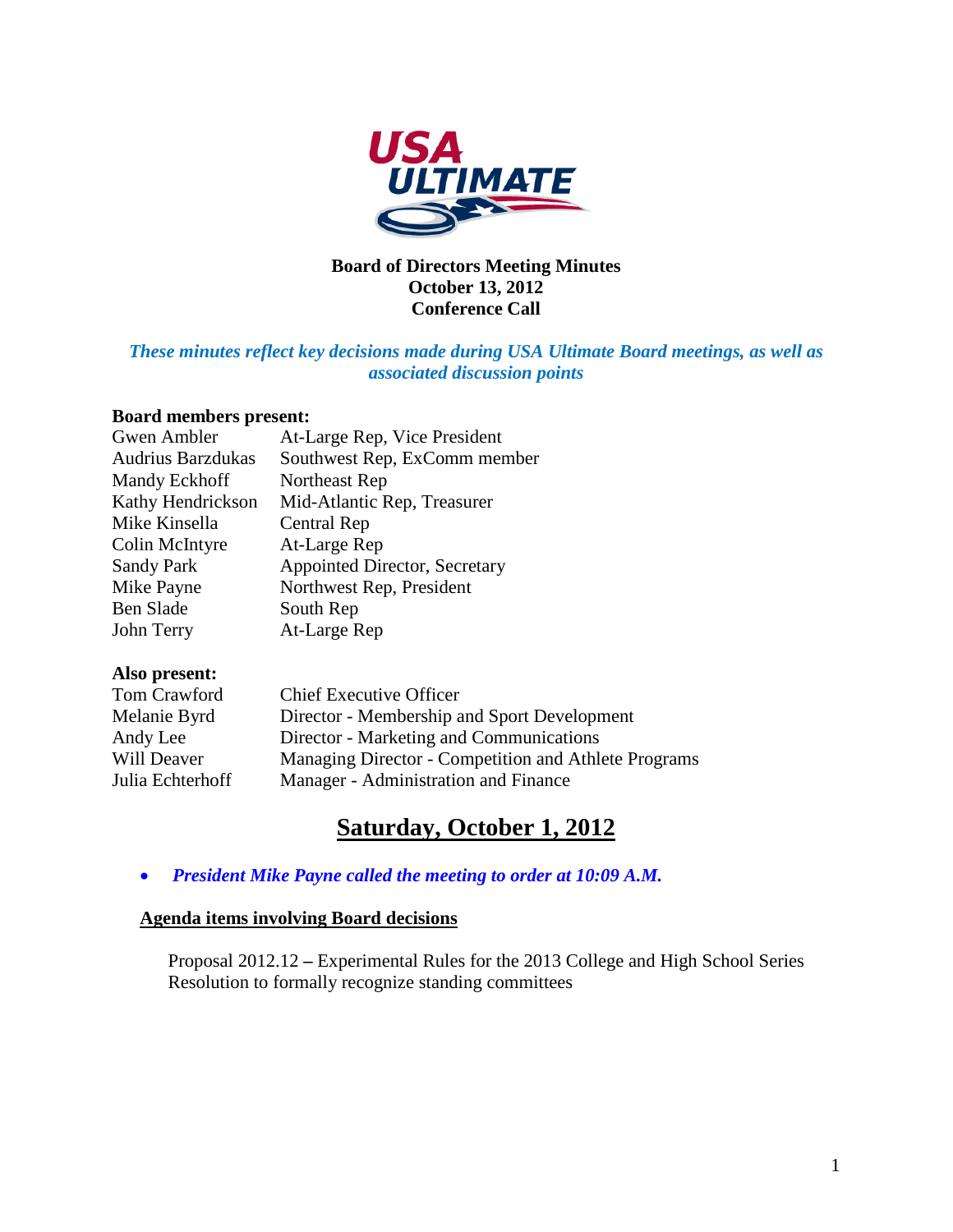**Board of Directors Meeting Minutes**
**October 13, 2012**
**Conference Call**

***These minutes reflect key decisions made during USA Ultimate Board meetings, as well as associated discussion points***

**Board members present:**

| | |
|---|---|
| Gwen Ambler | At-Large Rep, Vice President |
| Audrius Barzdukas | Southwest Rep, ExComm member |
| Mandy Eckhoff | Northeast Rep |
| Kathy Hendrickson | Mid-Atlantic Rep, Treasurer |
| Mike Kinsella | Central Rep |
| Colin McIntyre | At-Large Rep |
| Sandy Park | Appointed Director, Secretary |
| Mike Payne | Northwest Rep, President |
| Ben Slade | South Rep |
| John Terry | At-Large Rep |

**Also present:**

| | |
|---|---|
| Tom Crawford | Chief Executive Officer |
| Melanie Byrd | Director - Membership and Sport Development |
| Andy Lee | Director - Marketing and Communications |
| Will Deaver | Managing Director - Competition and Athlete Programs |
| Julia Echterhoff | Manager - Administration and Finance |

## Saturday, October 1, 2012

- ***President Mike Payne called the meeting to order at 10:09 A.M.***

### Agenda items involving Board decisions

Proposal 2012.12 **–** Experimental Rules for the 2013 College and High School Series
Resolution to formally recognize standing committees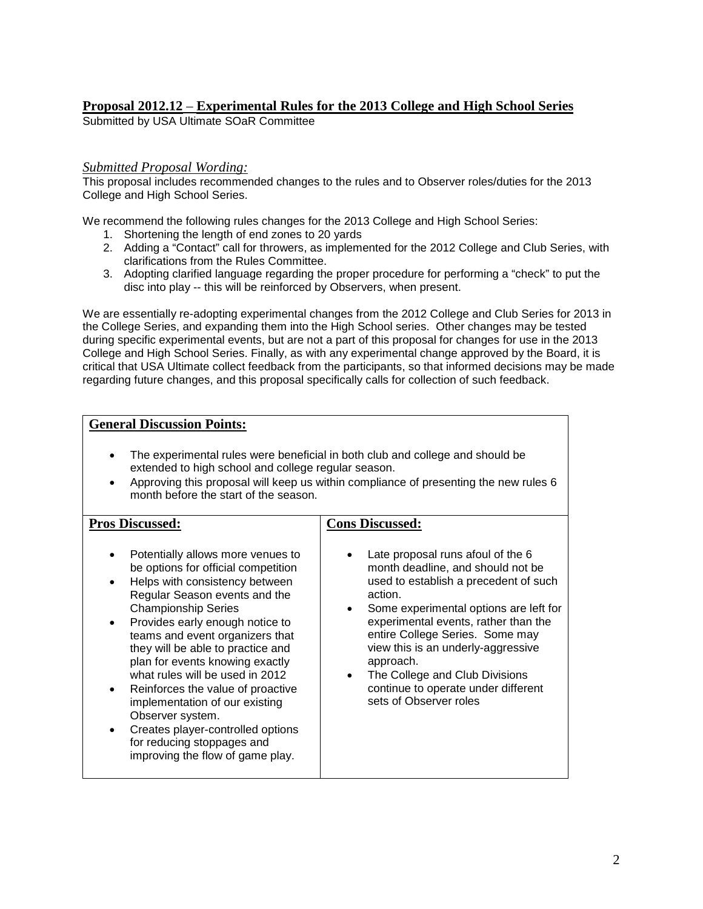## Proposal 2012.12 – Experimental Rules for the 2013 College and High School Series

Submitted by USA Ultimate SOaR Committee

### *Submitted Proposal Wording:*

This proposal includes recommended changes to the rules and to Observer roles/duties for the 2013 College and High School Series.

We recommend the following rules changes for the 2013 College and High School Series:

1. Shortening the length of end zones to 20 yards
2. Adding a "Contact" call for throwers, as implemented for the 2012 College and Club Series, with clarifications from the Rules Committee.
3. Adopting clarified language regarding the proper procedure for performing a "check" to put the disc into play -- this will be reinforced by Observers, when present.

We are essentially re-adopting experimental changes from the 2012 College and Club Series for 2013 in the College Series, and expanding them into the High School series. Other changes may be tested during specific experimental events, but are not a part of this proposal for changes for use in the 2013 College and High School Series. Finally, as with any experimental change approved by the Board, it is critical that USA Ultimate collect feedback from the participants, so that informed decisions may be made regarding future changes, and this proposal specifically calls for collection of such feedback.

**General Discussion Points:**

- The experimental rules were beneficial in both club and college and should be extended to high school and college regular season.
- Approving this proposal will keep us within compliance of presenting the new rules 6 month before the start of the season.

| **Pros Discussed:** | **Cons Discussed:** |
| --- | --- |
| • Potentially allows more venues to be options for official competition<br>• Helps with consistency between Regular Season events and the Championship Series<br>• Provides early enough notice to teams and event organizers that they will be able to practice and plan for events knowing exactly what rules will be used in 2012<br>• Reinforces the value of proactive implementation of our existing Observer system.<br>• Creates player-controlled options for reducing stoppages and improving the flow of game play. | • Late proposal runs afoul of the 6 month deadline, and should not be used to establish a precedent of such action.<br>• Some experimental options are left for experimental events, rather than the entire College Series. Some may view this is an underly-aggressive approach.<br>• The College and Club Divisions continue to operate under different sets of Observer roles |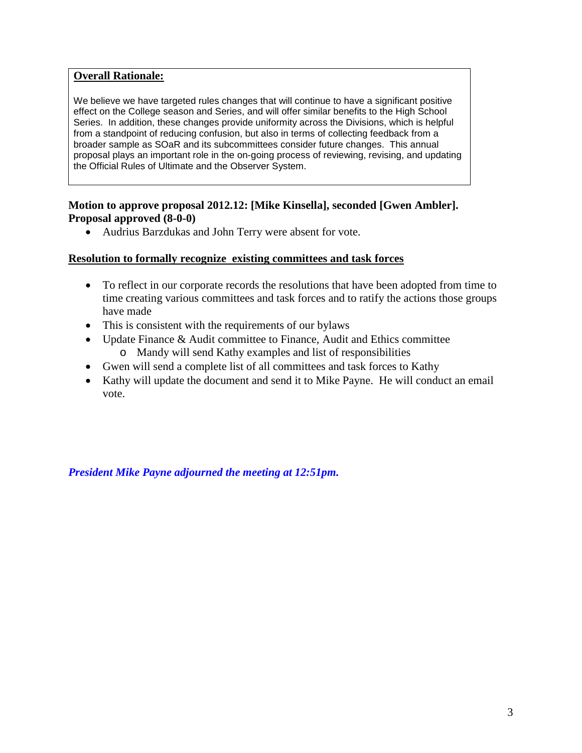**Overall Rationale:**

We believe we have targeted rules changes that will continue to have a significant positive effect on the College season and Series, and will offer similar benefits to the High School Series. In addition, these changes provide uniformity across the Divisions, which is helpful from a standpoint of reducing confusion, but also in terms of collecting feedback from a broader sample as SOaR and its subcommittees consider future changes. This annual proposal plays an important role in the on-going process of reviewing, revising, and updating the Official Rules of Ultimate and the Observer System.

**Motion to approve proposal 2012.12: [Mike Kinsella], seconded [Gwen Ambler]. Proposal approved (8-0-0)**

- Audrius Barzdukas and John Terry were absent for vote.

**Resolution to formally recognize existing committees and task forces**

- To reflect in our corporate records the resolutions that have been adopted from time to time creating various committees and task forces and to ratify the actions those groups have made
- This is consistent with the requirements of our bylaws
- Update Finance & Audit committee to Finance, Audit and Ethics committee
  - Mandy will send Kathy examples and list of responsibilities
- Gwen will send a complete list of all committees and task forces to Kathy
- Kathy will update the document and send it to Mike Payne. He will conduct an email vote.

***President Mike Payne adjourned the meeting at 12:51pm.***